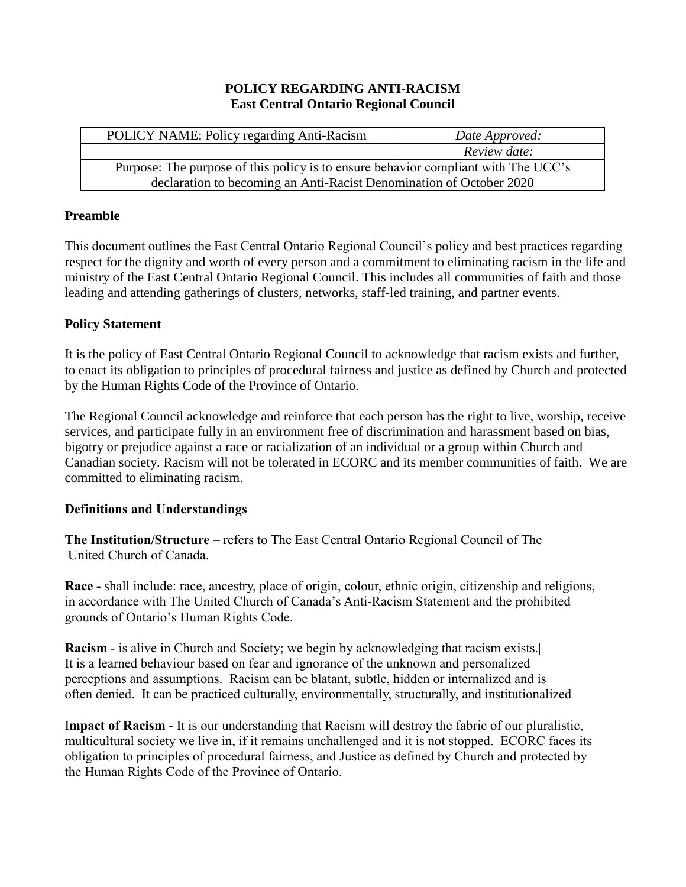# POLICY REGARDING ANTI-RACISM
## East Central Ontario Regional Council

| POLICY NAME: Policy regarding Anti-Racism | *Date Approved:* |
| --- | --- |
| | *Review date:* |
| Purpose: The purpose of this policy is to ensure behavior compliant with The UCC's declaration to becoming an Anti-Racist Denomination of October 2020 | |

### Preamble

This document outlines the East Central Ontario Regional Council's policy and best practices regarding respect for the dignity and worth of every person and a commitment to eliminating racism in the life and ministry of the East Central Ontario Regional Council. This includes all communities of faith and those leading and attending gatherings of clusters, networks, staff-led training, and partner events.

### Policy Statement

It is the policy of East Central Ontario Regional Council to acknowledge that racism exists and further, to enact its obligation to principles of procedural fairness and justice as defined by Church and protected by the Human Rights Code of the Province of Ontario.

The Regional Council acknowledge and reinforce that each person has the right to live, worship, receive services, and participate fully in an environment free of discrimination and harassment based on bias, bigotry or prejudice against a race or racialization of an individual or a group within Church and Canadian society. Racism will not be tolerated in ECORC and its member communities of faith. We are committed to eliminating racism.

### Definitions and Understandings

**The Institution/Structure** – refers to The East Central Ontario Regional Council of The United Church of Canada.

**Race -** shall include: race, ancestry, place of origin, colour, ethnic origin, citizenship and religions, in accordance with The United Church of Canada's Anti-Racism Statement and the prohibited grounds of Ontario's Human Rights Code.

**Racism** - is alive in Church and Society; we begin by acknowledging that racism exists.| It is a learned behaviour based on fear and ignorance of the unknown and personalized perceptions and assumptions. Racism can be blatant, subtle, hidden or internalized and is often denied. It can be practiced culturally, environmentally, structurally, and institutionalized

**Impact of Racism** - It is our understanding that Racism will destroy the fabric of our pluralistic, multicultural society we live in, if it remains unchallenged and it is not stopped. ECORC faces its obligation to principles of procedural fairness, and Justice as defined by Church and protected by the Human Rights Code of the Province of Ontario.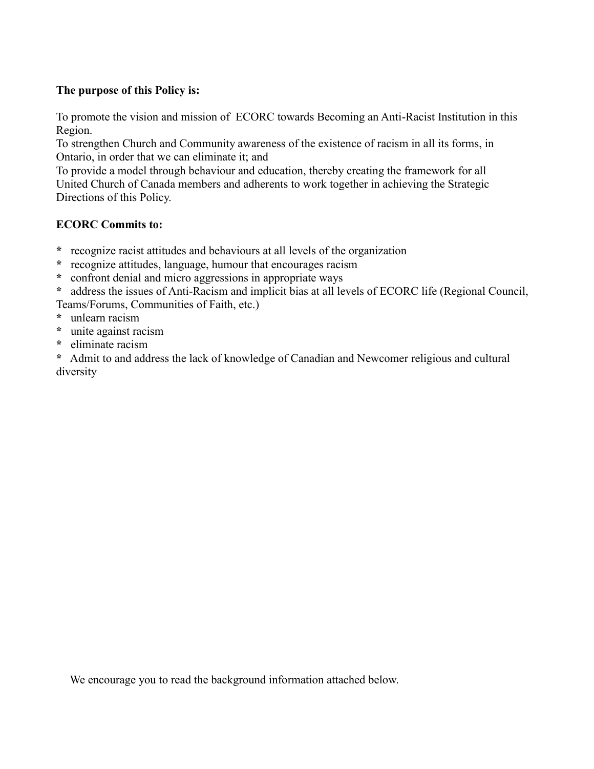**The purpose of this Policy is:**

To promote the vision and mission of ECORC towards Becoming an Anti-Racist Institution in this Region.
To strengthen Church and Community awareness of the existence of racism in all its forms, in Ontario, in order that we can eliminate it; and
To provide a model through behaviour and education, thereby creating the framework for all United Church of Canada members and adherents to work together in achieving the Strategic Directions of this Policy.

**ECORC Commits to:**

* recognize racist attitudes and behaviours at all levels of the organization
* recognize attitudes, language, humour that encourages racism
* confront denial and micro aggressions in appropriate ways
* address the issues of Anti-Racism and implicit bias at all levels of ECORC life (Regional Council, Teams/Forums, Communities of Faith, etc.)
* unlearn racism
* unite against racism
* eliminate racism
* Admit to and address the lack of knowledge of Canadian and Newcomer religious and cultural diversity

We encourage you to read the background information attached below.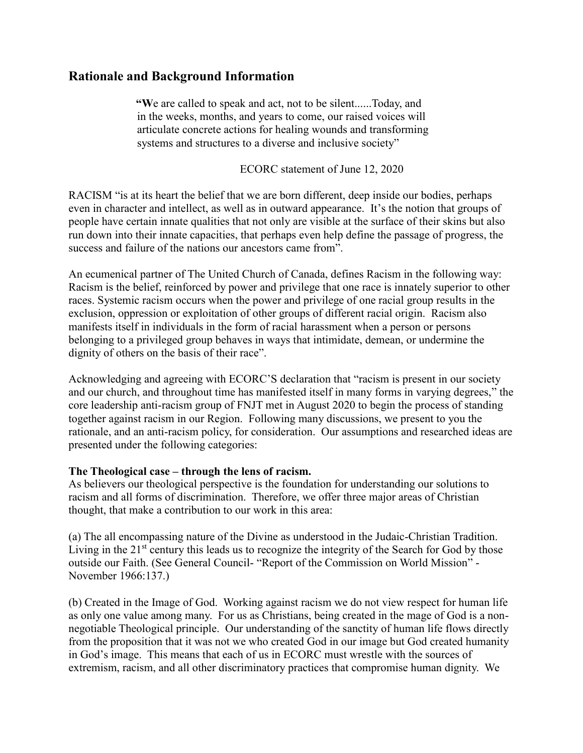## Rationale and Background Information

> **"W**e are called to speak and act, not to be silent......Today, and in the weeks, months, and years to come, our raised voices will articulate concrete actions for healing wounds and transforming systems and structures to a diverse and inclusive society"
>
> ECORC statement of June 12, 2020

RACISM "is at its heart the belief that we are born different, deep inside our bodies, perhaps even in character and intellect, as well as in outward appearance. It's the notion that groups of people have certain innate qualities that not only are visible at the surface of their skins but also run down into their innate capacities, that perhaps even help define the passage of progress, the success and failure of the nations our ancestors came from".

An ecumenical partner of The United Church of Canada, defines Racism in the following way: Racism is the belief, reinforced by power and privilege that one race is innately superior to other races. Systemic racism occurs when the power and privilege of one racial group results in the exclusion, oppression or exploitation of other groups of different racial origin. Racism also manifests itself in individuals in the form of racial harassment when a person or persons belonging to a privileged group behaves in ways that intimidate, demean, or undermine the dignity of others on the basis of their race".

Acknowledging and agreeing with ECORC'S declaration that "racism is present in our society and our church, and throughout time has manifested itself in many forms in varying degrees," the core leadership anti-racism group of FNJT met in August 2020 to begin the process of standing together against racism in our Region. Following many discussions, we present to you the rationale, and an anti-racism policy, for consideration. Our assumptions and researched ideas are presented under the following categories:

**The Theological case – through the lens of racism.**

As believers our theological perspective is the foundation for understanding our solutions to racism and all forms of discrimination. Therefore, we offer three major areas of Christian thought, that make a contribution to our work in this area:

(a) The all encompassing nature of the Divine as understood in the Judaic-Christian Tradition. Living in the 21st century this leads us to recognize the integrity of the Search for God by those outside our Faith. (See General Council- "Report of the Commission on World Mission" - November 1966:137.)

(b) Created in the Image of God. Working against racism we do not view respect for human life as only one value among many. For us as Christians, being created in the mage of God is a non-negotiable Theological principle. Our understanding of the sanctity of human life flows directly from the proposition that it was not we who created God in our image but God created humanity in God's image. This means that each of us in ECORC must wrestle with the sources of extremism, racism, and all other discriminatory practices that compromise human dignity. We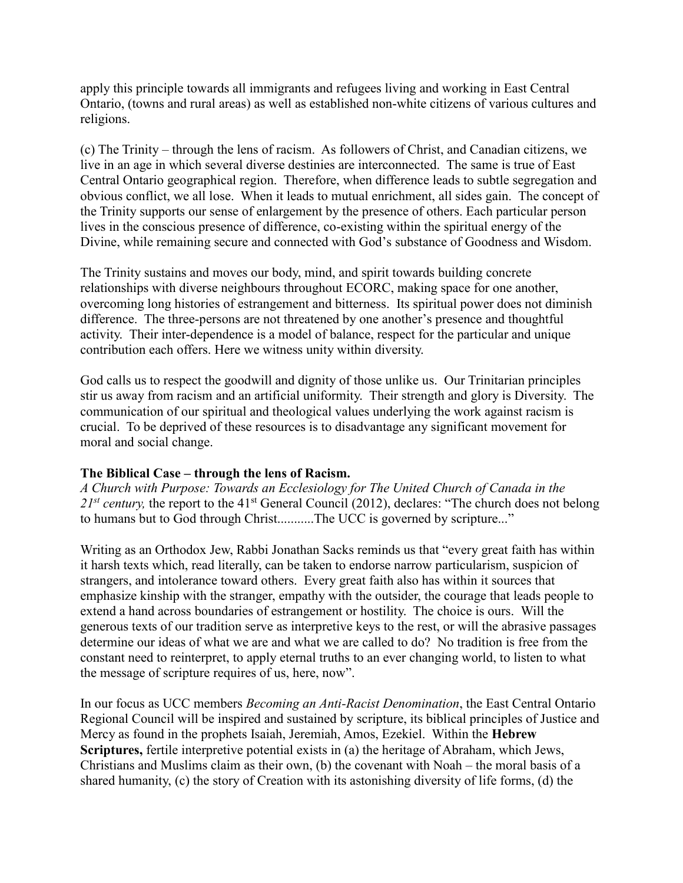apply this principle towards all immigrants and refugees living and working in East Central Ontario, (towns and rural areas) as well as established non-white citizens of various cultures and religions.

(c) The Trinity – through the lens of racism. As followers of Christ, and Canadian citizens, we live in an age in which several diverse destinies are interconnected. The same is true of East Central Ontario geographical region. Therefore, when difference leads to subtle segregation and obvious conflict, we all lose. When it leads to mutual enrichment, all sides gain. The concept of the Trinity supports our sense of enlargement by the presence of others. Each particular person lives in the conscious presence of difference, co-existing within the spiritual energy of the Divine, while remaining secure and connected with God's substance of Goodness and Wisdom.

The Trinity sustains and moves our body, mind, and spirit towards building concrete relationships with diverse neighbours throughout ECORC, making space for one another, overcoming long histories of estrangement and bitterness. Its spiritual power does not diminish difference. The three-persons are not threatened by one another's presence and thoughtful activity. Their inter-dependence is a model of balance, respect for the particular and unique contribution each offers. Here we witness unity within diversity.

God calls us to respect the goodwill and dignity of those unlike us. Our Trinitarian principles stir us away from racism and an artificial uniformity. Their strength and glory is Diversity. The communication of our spiritual and theological values underlying the work against racism is crucial. To be deprived of these resources is to disadvantage any significant movement for moral and social change.

**The Biblical Case – through the lens of Racism.**
*A Church with Purpose: Towards an Ecclesiology for The United Church of Canada in the 21st century,* the report to the 41st General Council (2012), declares: "The church does not belong to humans but to God through Christ...........The UCC is governed by scripture..."

Writing as an Orthodox Jew, Rabbi Jonathan Sacks reminds us that "every great faith has within it harsh texts which, read literally, can be taken to endorse narrow particularism, suspicion of strangers, and intolerance toward others. Every great faith also has within it sources that emphasize kinship with the stranger, empathy with the outsider, the courage that leads people to extend a hand across boundaries of estrangement or hostility. The choice is ours. Will the generous texts of our tradition serve as interpretive keys to the rest, or will the abrasive passages determine our ideas of what we are and what we are called to do? No tradition is free from the constant need to reinterpret, to apply eternal truths to an ever changing world, to listen to what the message of scripture requires of us, here, now".

In our focus as UCC members *Becoming an Anti-Racist Denomination*, the East Central Ontario Regional Council will be inspired and sustained by scripture, its biblical principles of Justice and Mercy as found in the prophets Isaiah, Jeremiah, Amos, Ezekiel. Within the **Hebrew Scriptures,** fertile interpretive potential exists in (a) the heritage of Abraham, which Jews, Christians and Muslims claim as their own, (b) the covenant with Noah – the moral basis of a shared humanity, (c) the story of Creation with its astonishing diversity of life forms, (d) the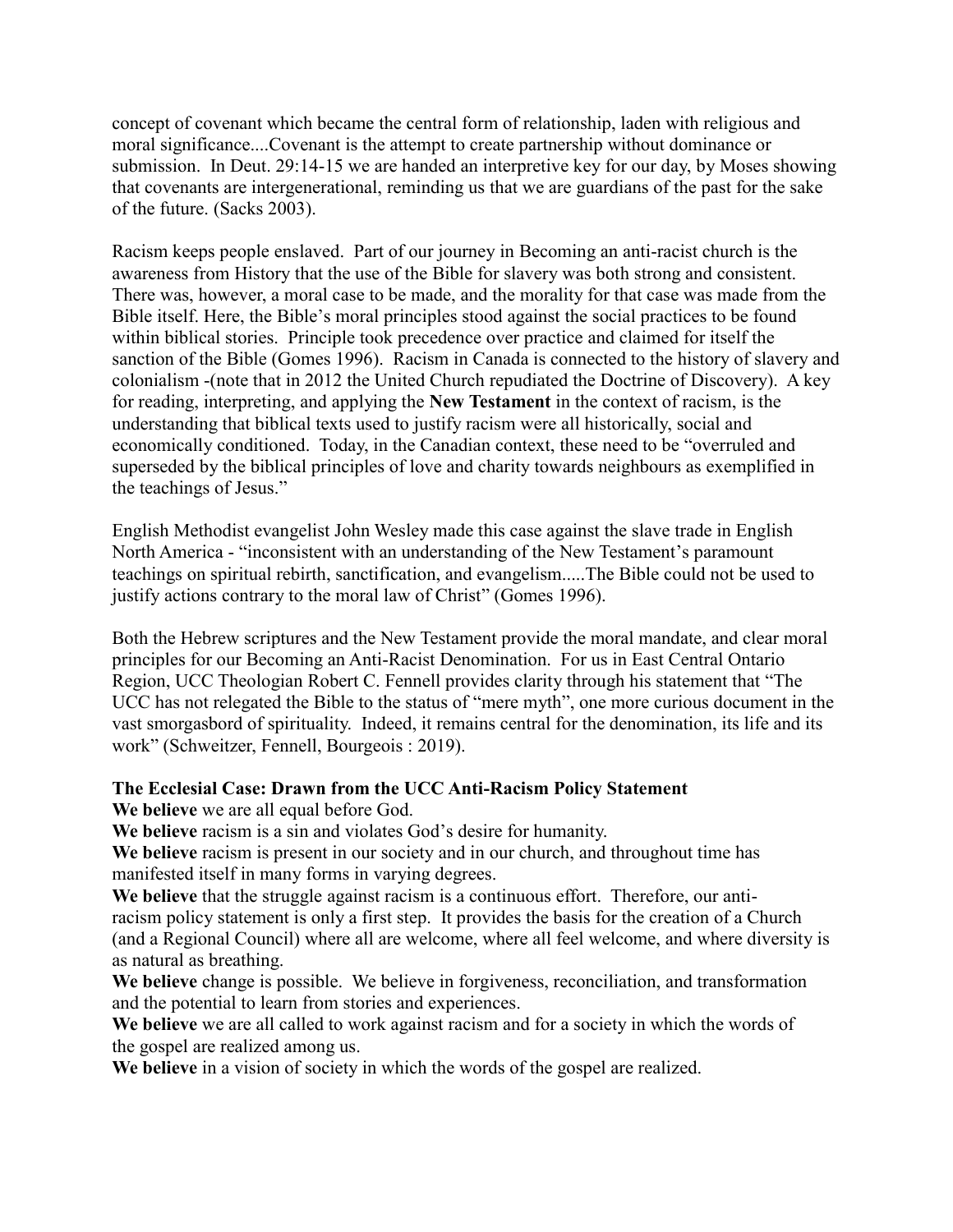concept of covenant which became the central form of relationship, laden with religious and moral significance....Covenant is the attempt to create partnership without dominance or submission. In Deut. 29:14-15 we are handed an interpretive key for our day, by Moses showing that covenants are intergenerational, reminding us that we are guardians of the past for the sake of the future. (Sacks 2003).

Racism keeps people enslaved. Part of our journey in Becoming an anti-racist church is the awareness from History that the use of the Bible for slavery was both strong and consistent. There was, however, a moral case to be made, and the morality for that case was made from the Bible itself. Here, the Bible's moral principles stood against the social practices to be found within biblical stories. Principle took precedence over practice and claimed for itself the sanction of the Bible (Gomes 1996). Racism in Canada is connected to the history of slavery and colonialism -(note that in 2012 the United Church repudiated the Doctrine of Discovery). A key for reading, interpreting, and applying the **New Testament** in the context of racism, is the understanding that biblical texts used to justify racism were all historically, social and economically conditioned. Today, in the Canadian context, these need to be "overruled and superseded by the biblical principles of love and charity towards neighbours as exemplified in the teachings of Jesus."

English Methodist evangelist John Wesley made this case against the slave trade in English North America - "inconsistent with an understanding of the New Testament's paramount teachings on spiritual rebirth, sanctification, and evangelism.....The Bible could not be used to justify actions contrary to the moral law of Christ" (Gomes 1996).

Both the Hebrew scriptures and the New Testament provide the moral mandate, and clear moral principles for our Becoming an Anti-Racist Denomination. For us in East Central Ontario Region, UCC Theologian Robert C. Fennell provides clarity through his statement that "The UCC has not relegated the Bible to the status of "mere myth", one more curious document in the vast smorgasbord of spirituality. Indeed, it remains central for the denomination, its life and its work" (Schweitzer, Fennell, Bourgeois : 2019).

**The Ecclesial Case: Drawn from the UCC Anti-Racism Policy Statement**

**We believe** we are all equal before God.

**We believe** racism is a sin and violates God's desire for humanity.

**We believe** racism is present in our society and in our church, and throughout time has manifested itself in many forms in varying degrees.

**We believe** that the struggle against racism is a continuous effort. Therefore, our anti-racism policy statement is only a first step. It provides the basis for the creation of a Church (and a Regional Council) where all are welcome, where all feel welcome, and where diversity is as natural as breathing.

**We believe** change is possible. We believe in forgiveness, reconciliation, and transformation and the potential to learn from stories and experiences.

**We believe** we are all called to work against racism and for a society in which the words of the gospel are realized among us.

**We believe** in a vision of society in which the words of the gospel are realized.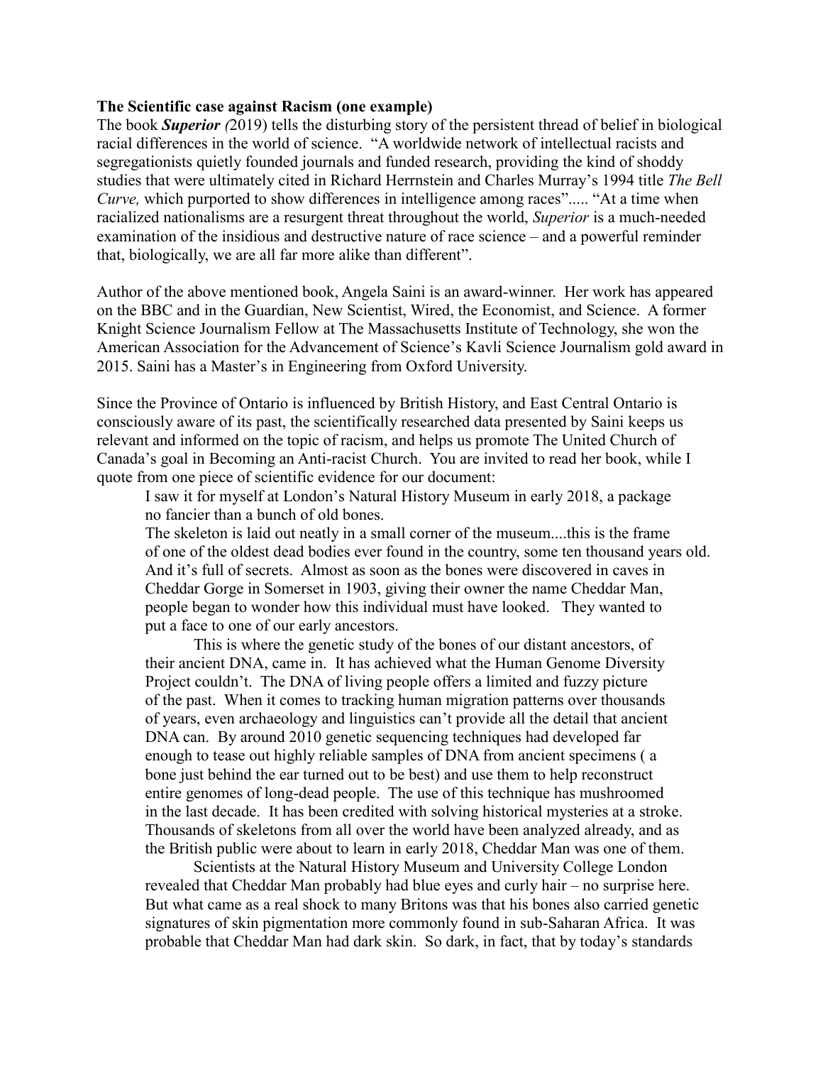**The Scientific case against Racism (one example)**

The book ***Superior*** *(*2019) tells the disturbing story of the persistent thread of belief in biological racial differences in the world of science. "A worldwide network of intellectual racists and segregationists quietly founded journals and funded research, providing the kind of shoddy studies that were ultimately cited in Richard Herrnstein and Charles Murray's 1994 title *The Bell Curve,* which purported to show differences in intelligence among races"..... "At a time when racialized nationalisms are a resurgent threat throughout the world, *Superior* is a much-needed examination of the insidious and destructive nature of race science – and a powerful reminder that, biologically, we are all far more alike than different".

Author of the above mentioned book, Angela Saini is an award-winner. Her work has appeared on the BBC and in the Guardian, New Scientist, Wired, the Economist, and Science. A former Knight Science Journalism Fellow at The Massachusetts Institute of Technology, she won the American Association for the Advancement of Science's Kavli Science Journalism gold award in 2015. Saini has a Master's in Engineering from Oxford University.

Since the Province of Ontario is influenced by British History, and East Central Ontario is consciously aware of its past, the scientifically researched data presented by Saini keeps us relevant and informed on the topic of racism, and helps us promote The United Church of Canada's goal in Becoming an Anti-racist Church. You are invited to read her book, while I quote from one piece of scientific evidence for our document:

> I saw it for myself at London's Natural History Museum in early 2018, a package no fancier than a bunch of old bones.
> The skeleton is laid out neatly in a small corner of the museum....this is the frame of one of the oldest dead bodies ever found in the country, some ten thousand years old. And it's full of secrets. Almost as soon as the bones were discovered in caves in Cheddar Gorge in Somerset in 1903, giving their owner the name Cheddar Man, people began to wonder how this individual must have looked. They wanted to put a face to one of our early ancestors.
>
> This is where the genetic study of the bones of our distant ancestors, of their ancient DNA, came in. It has achieved what the Human Genome Diversity Project couldn't. The DNA of living people offers a limited and fuzzy picture of the past. When it comes to tracking human migration patterns over thousands of years, even archaeology and linguistics can't provide all the detail that ancient DNA can. By around 2010 genetic sequencing techniques had developed far enough to tease out highly reliable samples of DNA from ancient specimens ( a bone just behind the ear turned out to be best) and use them to help reconstruct entire genomes of long-dead people. The use of this technique has mushroomed in the last decade. It has been credited with solving historical mysteries at a stroke. Thousands of skeletons from all over the world have been analyzed already, and as the British public were about to learn in early 2018, Cheddar Man was one of them.
>
> Scientists at the Natural History Museum and University College London revealed that Cheddar Man probably had blue eyes and curly hair – no surprise here. But what came as a real shock to many Britons was that his bones also carried genetic signatures of skin pigmentation more commonly found in sub-Saharan Africa. It was probable that Cheddar Man had dark skin. So dark, in fact, that by today's standards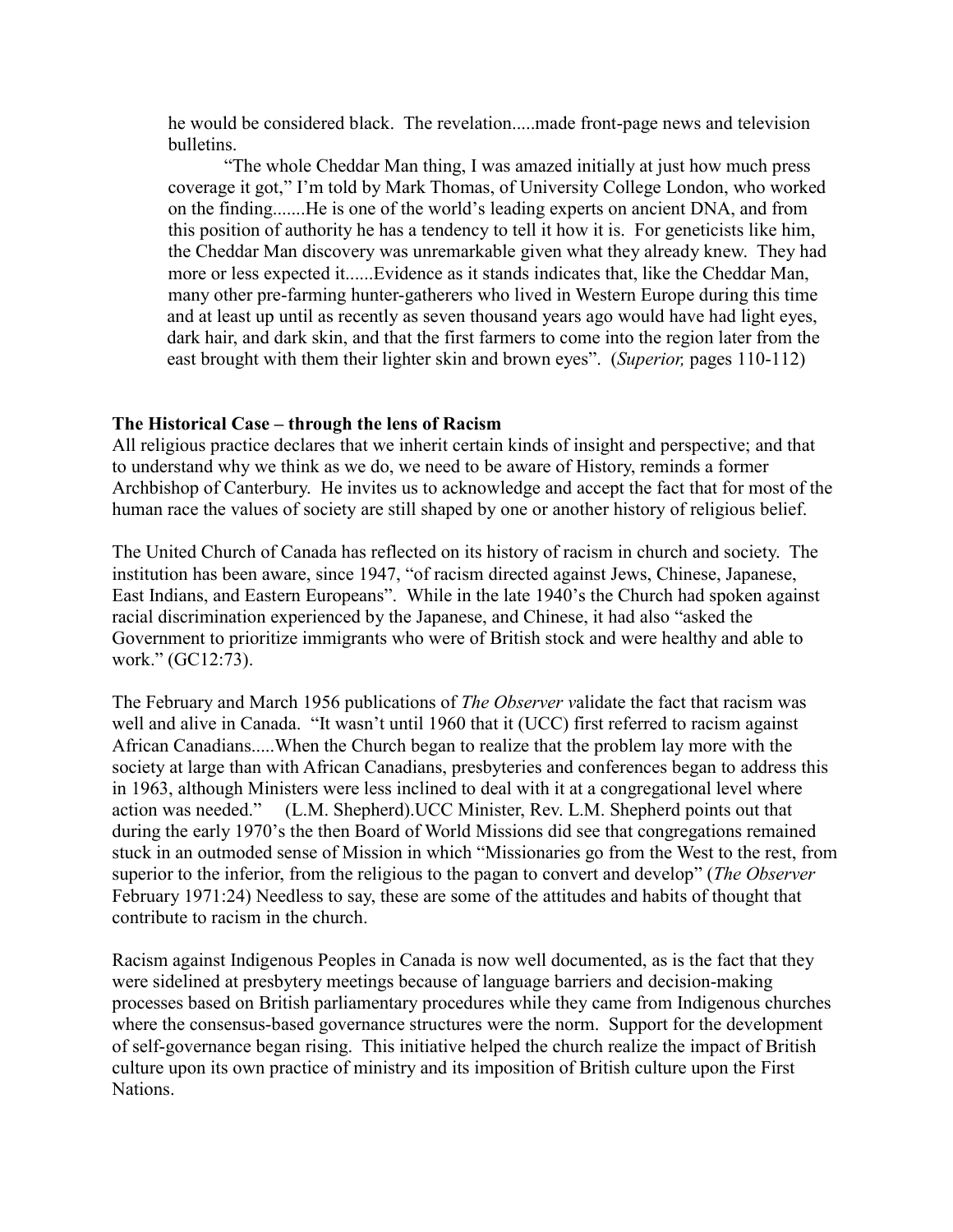> he would be considered black. The revelation.....made front-page news and television bulletins.
>
> "The whole Cheddar Man thing, I was amazed initially at just how much press coverage it got," I'm told by Mark Thomas, of University College London, who worked on the finding.......He is one of the world's leading experts on ancient DNA, and from this position of authority he has a tendency to tell it how it is. For geneticists like him, the Cheddar Man discovery was unremarkable given what they already knew. They had more or less expected it......Evidence as it stands indicates that, like the Cheddar Man, many other pre-farming hunter-gatherers who lived in Western Europe during this time and at least up until as recently as seven thousand years ago would have had light eyes, dark hair, and dark skin, and that the first farmers to come into the region later from the east brought with them their lighter skin and brown eyes". (*Superior,* pages 110-112)

**The Historical Case – through the lens of Racism**

All religious practice declares that we inherit certain kinds of insight and perspective; and that to understand why we think as we do, we need to be aware of History, reminds a former Archbishop of Canterbury. He invites us to acknowledge and accept the fact that for most of the human race the values of society are still shaped by one or another history of religious belief.

The United Church of Canada has reflected on its history of racism in church and society. The institution has been aware, since 1947, "of racism directed against Jews, Chinese, Japanese, East Indians, and Eastern Europeans". While in the late 1940's the Church had spoken against racial discrimination experienced by the Japanese, and Chinese, it had also "asked the Government to prioritize immigrants who were of British stock and were healthy and able to work." (GC12:73).

The February and March 1956 publications of *The Observer v*alidate the fact that racism was well and alive in Canada. "It wasn't until 1960 that it (UCC) first referred to racism against African Canadians.....When the Church began to realize that the problem lay more with the society at large than with African Canadians, presbyteries and conferences began to address this in 1963, although Ministers were less inclined to deal with it at a congregational level where action was needed." (L.M. Shepherd).UCC Minister, Rev. L.M. Shepherd points out that during the early 1970's the then Board of World Missions did see that congregations remained stuck in an outmoded sense of Mission in which "Missionaries go from the West to the rest, from superior to the inferior, from the religious to the pagan to convert and develop" (*The Observer* February 1971:24) Needless to say, these are some of the attitudes and habits of thought that contribute to racism in the church.

Racism against Indigenous Peoples in Canada is now well documented, as is the fact that they were sidelined at presbytery meetings because of language barriers and decision-making processes based on British parliamentary procedures while they came from Indigenous churches where the consensus-based governance structures were the norm. Support for the development of self-governance began rising. This initiative helped the church realize the impact of British culture upon its own practice of ministry and its imposition of British culture upon the First Nations.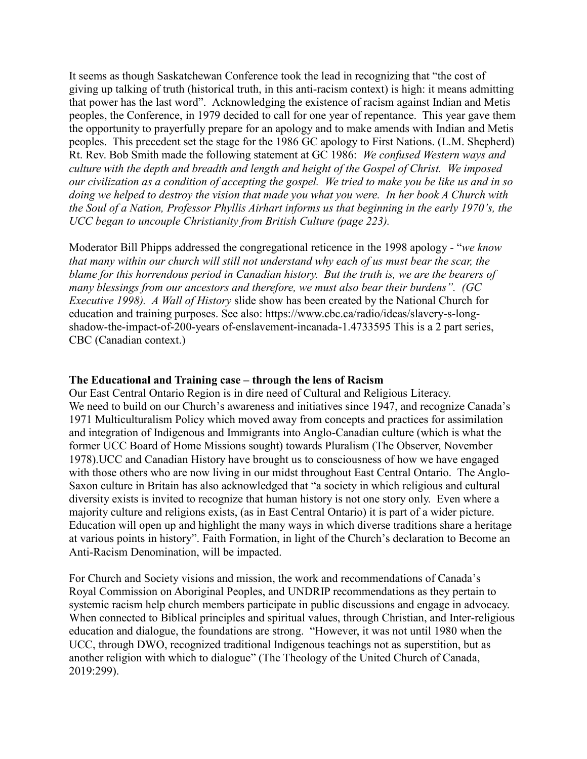It seems as though Saskatchewan Conference took the lead in recognizing that "the cost of giving up talking of truth (historical truth, in this anti-racism context) is high: it means admitting that power has the last word". Acknowledging the existence of racism against Indian and Metis peoples, the Conference, in 1979 decided to call for one year of repentance. This year gave them the opportunity to prayerfully prepare for an apology and to make amends with Indian and Metis peoples. This precedent set the stage for the 1986 GC apology to First Nations. (L.M. Shepherd) Rt. Rev. Bob Smith made the following statement at GC 1986: *We confused Western ways and culture with the depth and breadth and length and height of the Gospel of Christ. We imposed our civilization as a condition of accepting the gospel. We tried to make you be like us and in so doing we helped to destroy the vision that made you what you were. In her book A Church with the Soul of a Nation, Professor Phyllis Airhart informs us that beginning in the early 1970's, the UCC began to uncouple Christianity from British Culture (page 223).*

Moderator Bill Phipps addressed the congregational reticence in the 1998 apology - "*we know that many within our church will still not understand why each of us must bear the scar, the blame for this horrendous period in Canadian history. But the truth is, we are the bearers of many blessings from our ancestors and therefore, we must also bear their burdens". (GC Executive 1998). A Wall of History* slide show has been created by the National Church for education and training purposes. See also: https://www.cbc.ca/radio/ideas/slavery-s-long-shadow-the-impact-of-200-years of-enslavement-incanada-1.4733595 This is a 2 part series, CBC (Canadian context.)

**The Educational and Training case – through the lens of Racism**

Our East Central Ontario Region is in dire need of Cultural and Religious Literacy. We need to build on our Church's awareness and initiatives since 1947, and recognize Canada's 1971 Multiculturalism Policy which moved away from concepts and practices for assimilation and integration of Indigenous and Immigrants into Anglo-Canadian culture (which is what the former UCC Board of Home Missions sought) towards Pluralism (The Observer, November 1978).UCC and Canadian History have brought us to consciousness of how we have engaged with those others who are now living in our midst throughout East Central Ontario. The Anglo-Saxon culture in Britain has also acknowledged that "a society in which religious and cultural diversity exists is invited to recognize that human history is not one story only. Even where a majority culture and religions exists, (as in East Central Ontario) it is part of a wider picture. Education will open up and highlight the many ways in which diverse traditions share a heritage at various points in history". Faith Formation, in light of the Church's declaration to Become an Anti-Racism Denomination, will be impacted.

For Church and Society visions and mission, the work and recommendations of Canada's Royal Commission on Aboriginal Peoples, and UNDRIP recommendations as they pertain to systemic racism help church members participate in public discussions and engage in advocacy. When connected to Biblical principles and spiritual values, through Christian, and Inter-religious education and dialogue, the foundations are strong. "However, it was not until 1980 when the UCC, through DWO, recognized traditional Indigenous teachings not as superstition, but as another religion with which to dialogue" (The Theology of the United Church of Canada, 2019:299).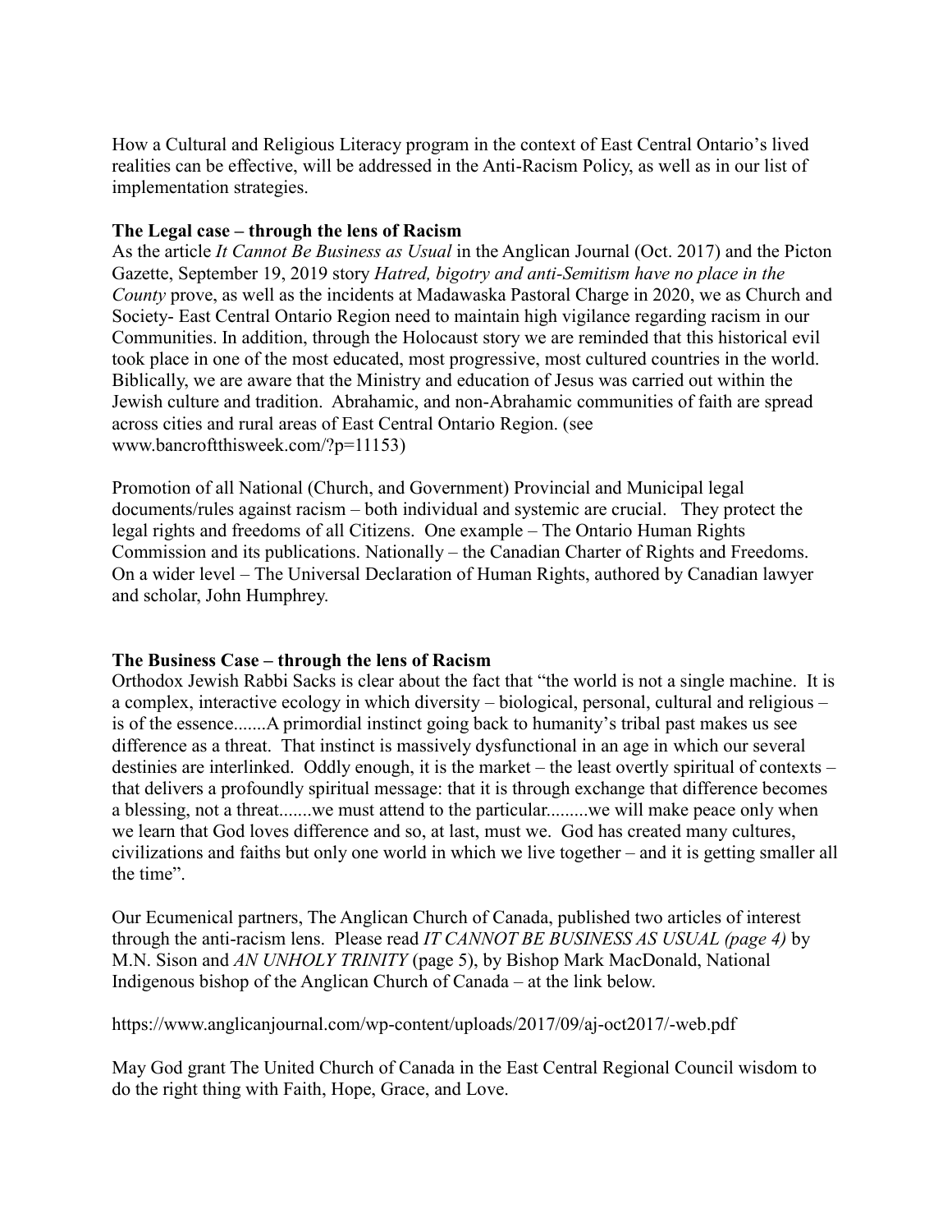How a Cultural and Religious Literacy program in the context of East Central Ontario's lived realities can be effective, will be addressed in the Anti-Racism Policy, as well as in our list of implementation strategies.

**The Legal case – through the lens of Racism**

As the article *It Cannot Be Business as Usual* in the Anglican Journal (Oct. 2017) and the Picton Gazette, September 19, 2019 story *Hatred, bigotry and anti-Semitism have no place in the County* prove, as well as the incidents at Madawaska Pastoral Charge in 2020, we as Church and Society- East Central Ontario Region need to maintain high vigilance regarding racism in our Communities. In addition, through the Holocaust story we are reminded that this historical evil took place in one of the most educated, most progressive, most cultured countries in the world. Biblically, we are aware that the Ministry and education of Jesus was carried out within the Jewish culture and tradition. Abrahamic, and non-Abrahamic communities of faith are spread across cities and rural areas of East Central Ontario Region. (see www.bancroftthisweek.com/?p=11153)

Promotion of all National (Church, and Government) Provincial and Municipal legal documents/rules against racism – both individual and systemic are crucial. They protect the legal rights and freedoms of all Citizens. One example – The Ontario Human Rights Commission and its publications. Nationally – the Canadian Charter of Rights and Freedoms. On a wider level – The Universal Declaration of Human Rights, authored by Canadian lawyer and scholar, John Humphrey.

**The Business Case – through the lens of Racism**

Orthodox Jewish Rabbi Sacks is clear about the fact that "the world is not a single machine. It is a complex, interactive ecology in which diversity – biological, personal, cultural and religious – is of the essence.......A primordial instinct going back to humanity's tribal past makes us see difference as a threat. That instinct is massively dysfunctional in an age in which our several destinies are interlinked. Oddly enough, it is the market – the least overtly spiritual of contexts – that delivers a profoundly spiritual message: that it is through exchange that difference becomes a blessing, not a threat.......we must attend to the particular.........we will make peace only when we learn that God loves difference and so, at last, must we. God has created many cultures, civilizations and faiths but only one world in which we live together – and it is getting smaller all the time".

Our Ecumenical partners, The Anglican Church of Canada, published two articles of interest through the anti-racism lens. Please read *IT CANNOT BE BUSINESS AS USUAL (page 4)* by M.N. Sison and *AN UNHOLY TRINITY* (page 5), by Bishop Mark MacDonald, National Indigenous bishop of the Anglican Church of Canada – at the link below.

https://www.anglicanjournal.com/wp-content/uploads/2017/09/aj-oct2017/-web.pdf

May God grant The United Church of Canada in the East Central Regional Council wisdom to do the right thing with Faith, Hope, Grace, and Love.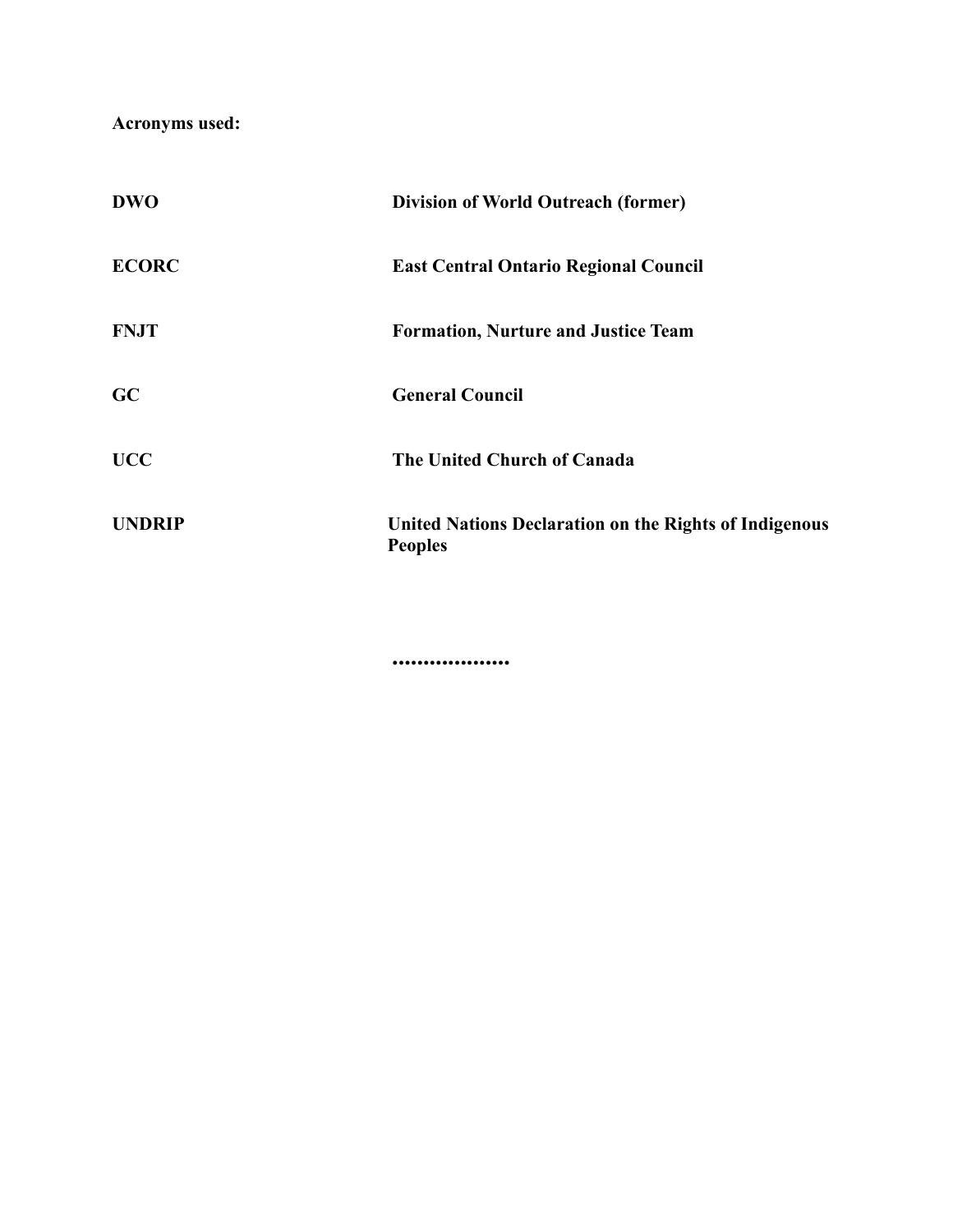**Acronyms used:**

| | |
|---|---|
| **DWO** | **Division of World Outreach (former)** |
| **ECORC** | **East Central Ontario Regional Council** |
| **FNJT** | **Formation, Nurture and Justice Team** |
| **GC** | **General Council** |
| **UCC** | **The United Church of Canada** |
| **UNDRIP** | **United Nations Declaration on the Rights of Indigenous Peoples** |

**..................**